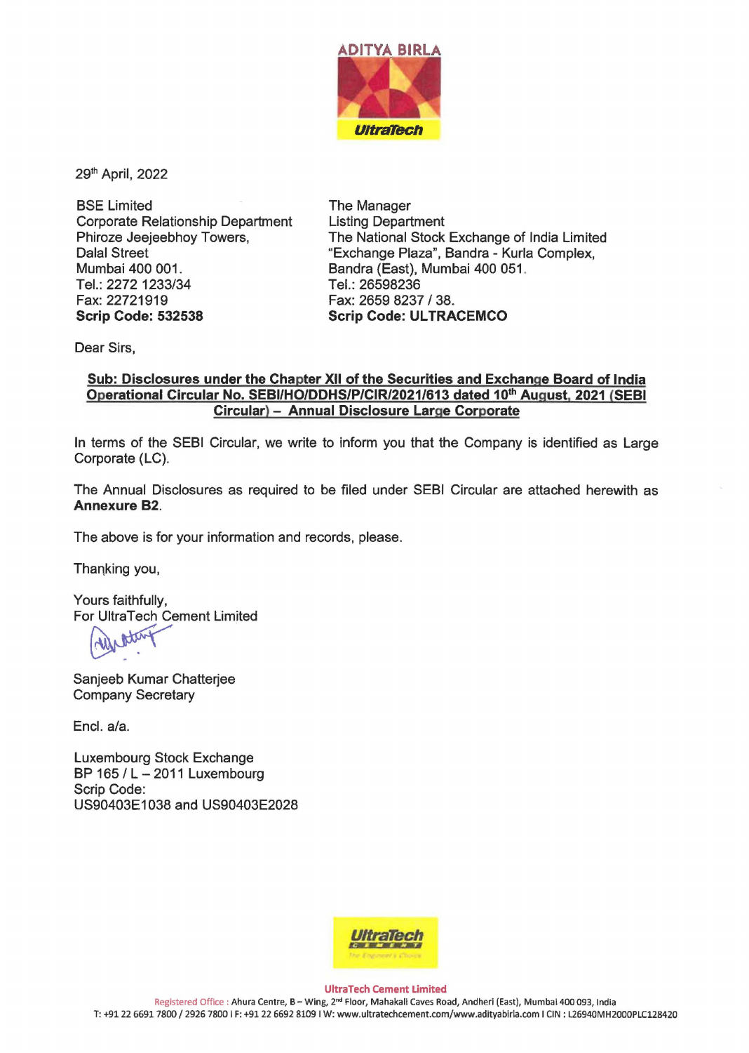ADITYA BIRLA

UltraTech

29th April, 2022

| BSE Limited | The Manager |
| --- | --- |
| Corporate Relationship Department | Listing Department |
| Phiroze Jeejeebhoy Towers, | The National Stock Exchange of India Limited |
| Dalal Street | "Exchange Plaza", Bandra - Kurla Complex, |
| Mumbai 400 001. | Bandra (East), Mumbai 400 051. |
| Tel.: 2272 1233/34 | Tel.: 26598236 |
| Fax: 22721919 | Fax: 2659 8237 / 38. |
| **Scrip Code: 532538** | **Scrip Code: ULTRACEMCO** |

Dear Sirs,

**Sub: Disclosures under the Chapter XII of the Securities and Exchange Board of India Operational Circular No. SEBI/HO/DDHS/P/CIR/2021/613 dated 10th August, 2021 (SEBI Circular) – Annual Disclosure Large Corporate**

In terms of the SEBI Circular, we write to inform you that the Company is identified as Large Corporate (LC).

The Annual Disclosures as required to be filed under SEBI Circular are attached herewith as **Annexure B2**.

The above is for your information and records, please.

Thanking you,

Yours faithfully,
For UltraTech Cement Limited

Sanjeeb Kumar Chatterjee
Company Secretary

Encl. a/a.

Luxembourg Stock Exchange
BP 165 / L – 2011 Luxembourg
Scrip Code:
US90403E1038 and US90403E2028

UltraTech Cement Limited
Registered Office : Ahura Centre, B – Wing, 2nd Floor, Mahakali Caves Road, Andheri (East), Mumbai 400 093, India
T: +91 22 6691 7800 / 2926 7800 I F: +91 22 6692 8109 I W: www.ultratechcement.com/www.adityabirla.com I CIN : L26940MH2000PLC128420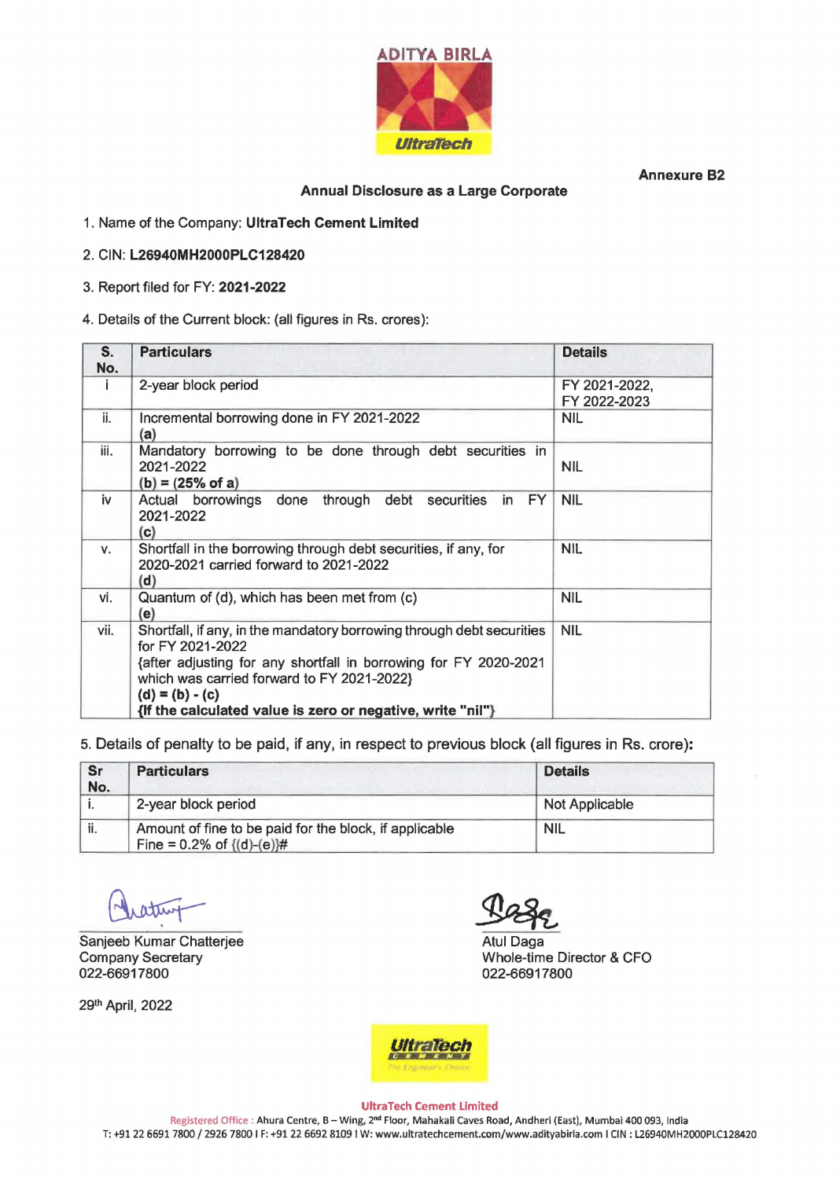**Annexure B2**

## Annual Disclosure as a Large Corporate

1. Name of the Company: **UltraTech Cement Limited**
2. CIN: **L26940MH2000PLC128420**
3. Report filed for FY: **2021-2022**
4. Details of the Current block: (all figures in Rs. crores):

| S. No. | Particulars | Details |
|---|---|---|
| i | 2-year block period | FY 2021-2022, FY 2022-2023 |
| ii. | Incremental borrowing done in FY 2021-2022 **(a)** | NIL |
| iii. | Mandatory borrowing to be done through debt securities in 2021-2022 **(b) = (25% of a)** | NIL |
| iv | Actual borrowings done through debt securities in FY 2021-2022 **(c)** | NIL |
| v. | Shortfall in the borrowing through debt securities, if any, for 2020-2021 carried forward to 2021-2022 **(d)** | NIL |
| vi. | Quantum of (d), which has been met from (c) **(e)** | NIL |
| vii. | Shortfall, if any, in the mandatory borrowing through debt securities for FY 2021-2022 {after adjusting for any shortfall in borrowing for FY 2020-2021 which was carried forward to FY 2021-2022} **(d) = (b) - (c)** **{If the calculated value is zero or negative, write "nil"}** | NIL |

5. Details of penalty to be paid, if any, in respect to previous block (all figures in Rs. crore)**:**

| Sr No. | Particulars | Details |
|---|---|---|
| i. | 2-year block period | Not Applicable |
| ii. | Amount of fine to be paid for the block, if applicable Fine = 0.2% of {(d)-(e)}# | NIL |

Sanjeeb Kumar Chatterjee
Company Secretary
022-66917800

Atul Daga
Whole-time Director & CFO
022-66917800

29th April, 2022

**UltraTech Cement Limited**
Registered Office : Ahura Centre, B – Wing, 2nd Floor, Mahakali Caves Road, Andheri (East), Mumbai 400 093, India
T: +91 22 6691 7800 / 2926 7800 I F: +91 22 6692 8109 I W: www.ultratechcement.com/www.adityabirla.com I CIN : L26940MH2000PLC128420